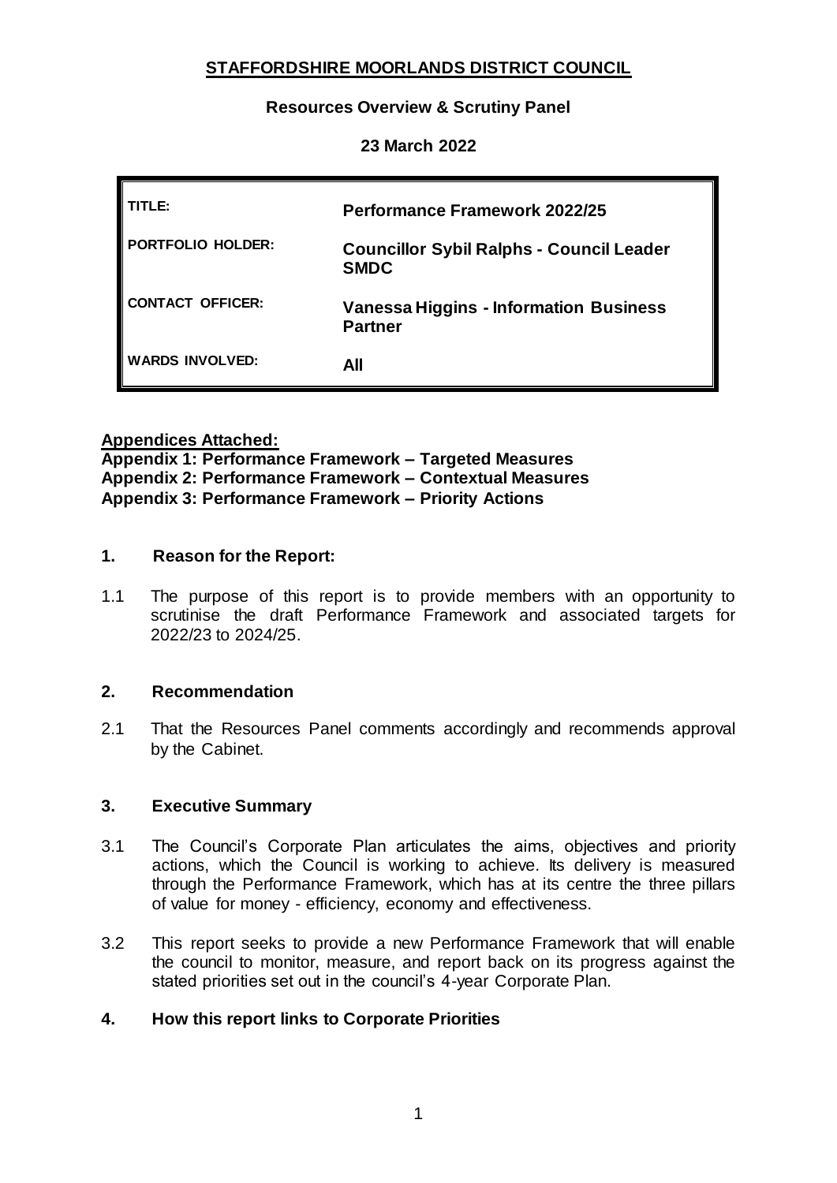**STAFFORDSHIRE MOORLANDS DISTRICT COUNCIL**

**Resources Overview & Scrutiny Panel**

**23 March 2022**

| | |
|---|---|
| **TITLE:** | **Performance Framework 2022/25** |
| **PORTFOLIO HOLDER:** | **Councillor Sybil Ralphs - Council Leader SMDC** |
| **CONTACT OFFICER:** | **Vanessa Higgins - Information Business Partner** |
| **WARDS INVOLVED:** | **All** |

**Appendices Attached:**
**Appendix 1: Performance Framework – Targeted Measures**
**Appendix 2: Performance Framework – Contextual Measures**
**Appendix 3: Performance Framework – Priority Actions**

## 1. Reason for the Report:

1.1 The purpose of this report is to provide members with an opportunity to scrutinise the draft Performance Framework and associated targets for 2022/23 to 2024/25.

## 2. Recommendation

2.1 That the Resources Panel comments accordingly and recommends approval by the Cabinet.

## 3. Executive Summary

3.1 The Council's Corporate Plan articulates the aims, objectives and priority actions, which the Council is working to achieve. Its delivery is measured through the Performance Framework, which has at its centre the three pillars of value for money - efficiency, economy and effectiveness.

3.2 This report seeks to provide a new Performance Framework that will enable the council to monitor, measure, and report back on its progress against the stated priorities set out in the council's 4-year Corporate Plan.

## 4. How this report links to Corporate Priorities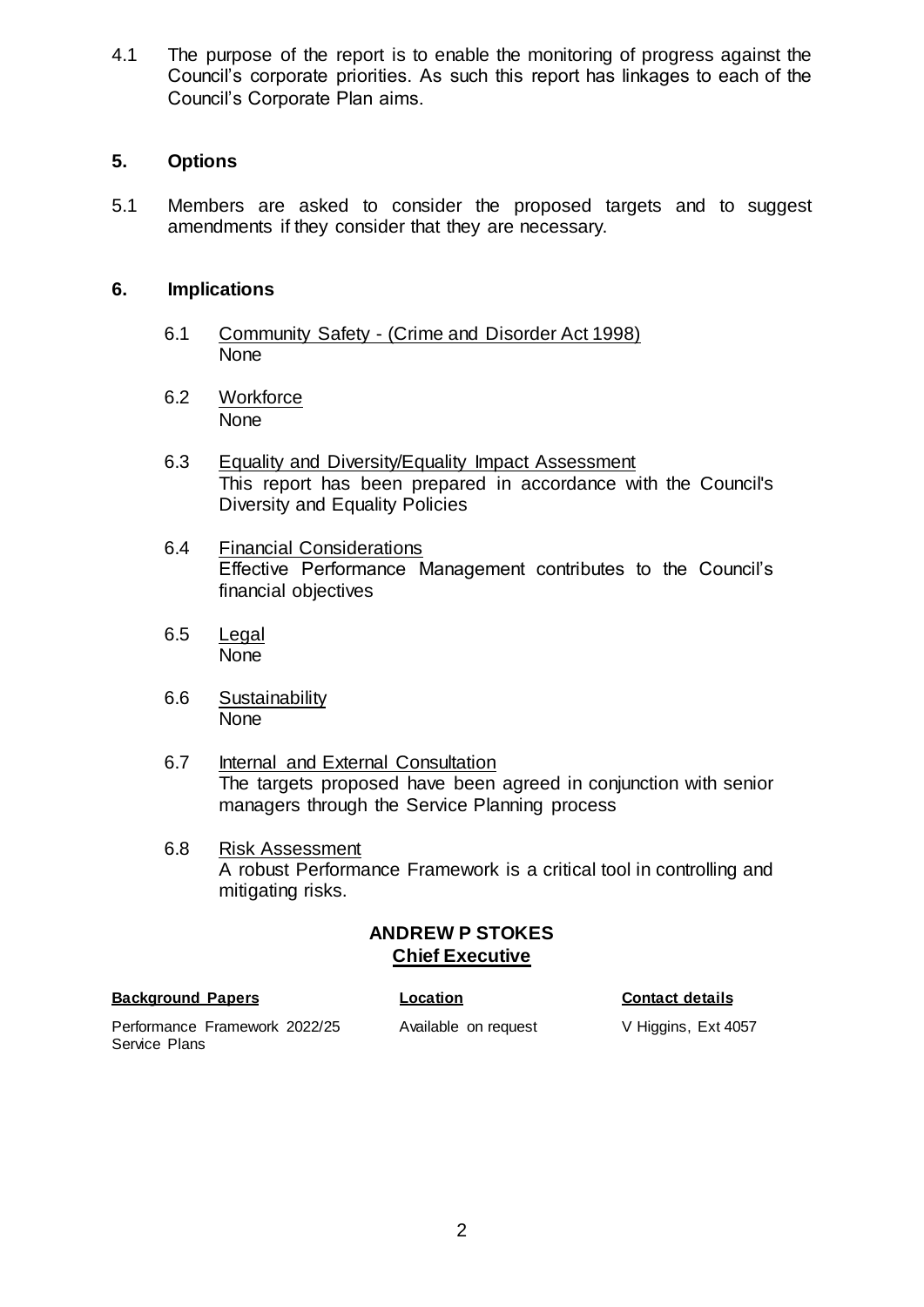4.1 The purpose of the report is to enable the monitoring of progress against the Council's corporate priorities. As such this report has linkages to each of the Council's Corporate Plan aims.

## 5. Options

5.1 Members are asked to consider the proposed targets and to suggest amendments if they consider that they are necessary.

## 6. Implications

6.1 Community Safety - (Crime and Disorder Act 1998)
None

6.2 Workforce
None

6.3 Equality and Diversity/Equality Impact Assessment
This report has been prepared in accordance with the Council's Diversity and Equality Policies

6.4 Financial Considerations
Effective Performance Management contributes to the Council's financial objectives

6.5 Legal
None

6.6 Sustainability
None

6.7 Internal and External Consultation
The targets proposed have been agreed in conjunction with senior managers through the Service Planning process

6.8 Risk Assessment
A robust Performance Framework is a critical tool in controlling and mitigating risks.

**ANDREW P STOKES**
**Chief Executive**

| **Background Papers** | **Location** | **Contact details** |
| --- | --- | --- |
| Performance Framework 2022/25 Service Plans | Available on request | V Higgins, Ext 4057 |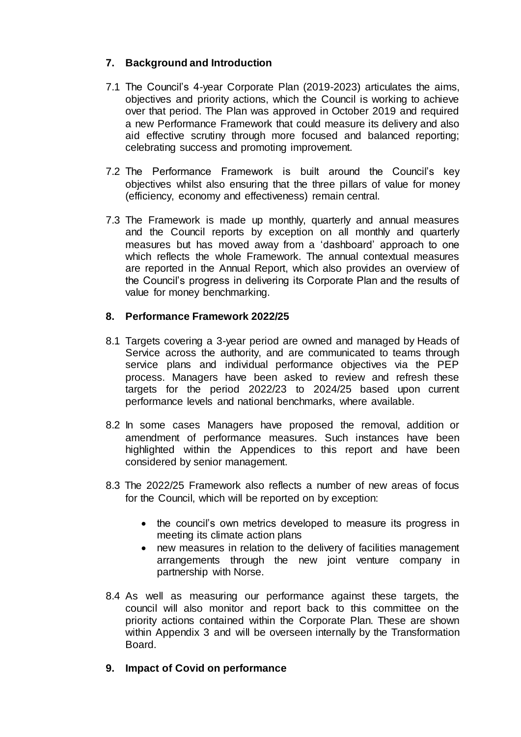## 7. Background and Introduction

7.1 The Council's 4-year Corporate Plan (2019-2023) articulates the aims, objectives and priority actions, which the Council is working to achieve over that period. The Plan was approved in October 2019 and required a new Performance Framework that could measure its delivery and also aid effective scrutiny through more focused and balanced reporting; celebrating success and promoting improvement.

7.2 The Performance Framework is built around the Council's key objectives whilst also ensuring that the three pillars of value for money (efficiency, economy and effectiveness) remain central.

7.3 The Framework is made up monthly, quarterly and annual measures and the Council reports by exception on all monthly and quarterly measures but has moved away from a 'dashboard' approach to one which reflects the whole Framework. The annual contextual measures are reported in the Annual Report, which also provides an overview of the Council's progress in delivering its Corporate Plan and the results of value for money benchmarking.

## 8. Performance Framework 2022/25

8.1 Targets covering a 3-year period are owned and managed by Heads of Service across the authority, and are communicated to teams through service plans and individual performance objectives via the PEP process. Managers have been asked to review and refresh these targets for the period 2022/23 to 2024/25 based upon current performance levels and national benchmarks, where available.

8.2 In some cases Managers have proposed the removal, addition or amendment of performance measures. Such instances have been highlighted within the Appendices to this report and have been considered by senior management.

8.3 The 2022/25 Framework also reflects a number of new areas of focus for the Council, which will be reported on by exception:

- the council's own metrics developed to measure its progress in meeting its climate action plans
- new measures in relation to the delivery of facilities management arrangements through the new joint venture company in partnership with Norse.

8.4 As well as measuring our performance against these targets, the council will also monitor and report back to this committee on the priority actions contained within the Corporate Plan. These are shown within Appendix 3 and will be overseen internally by the Transformation Board.

## 9. Impact of Covid on performance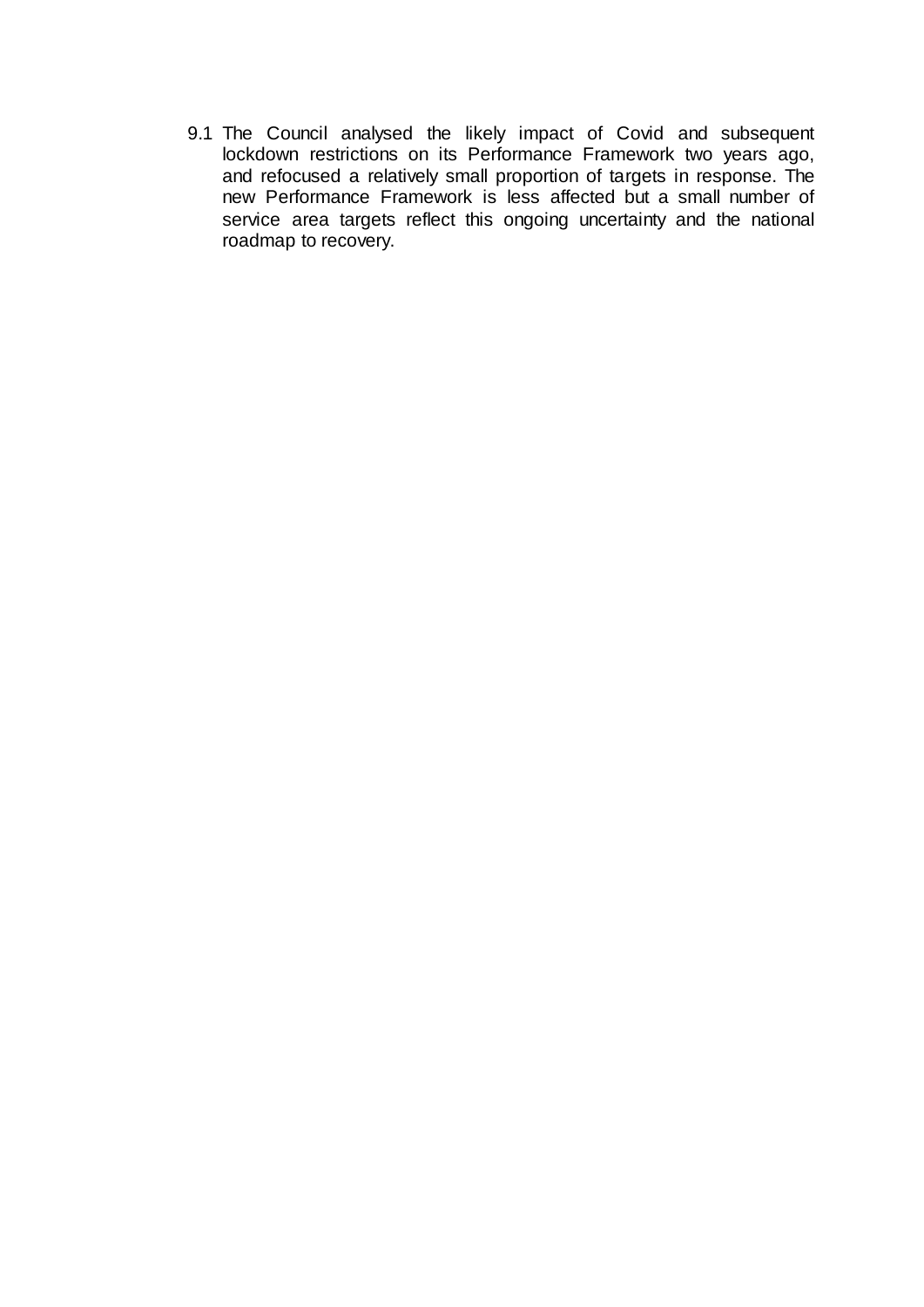9.1 The Council analysed the likely impact of Covid and subsequent lockdown restrictions on its Performance Framework two years ago, and refocused a relatively small proportion of targets in response. The new Performance Framework is less affected but a small number of service area targets reflect this ongoing uncertainty and the national roadmap to recovery.